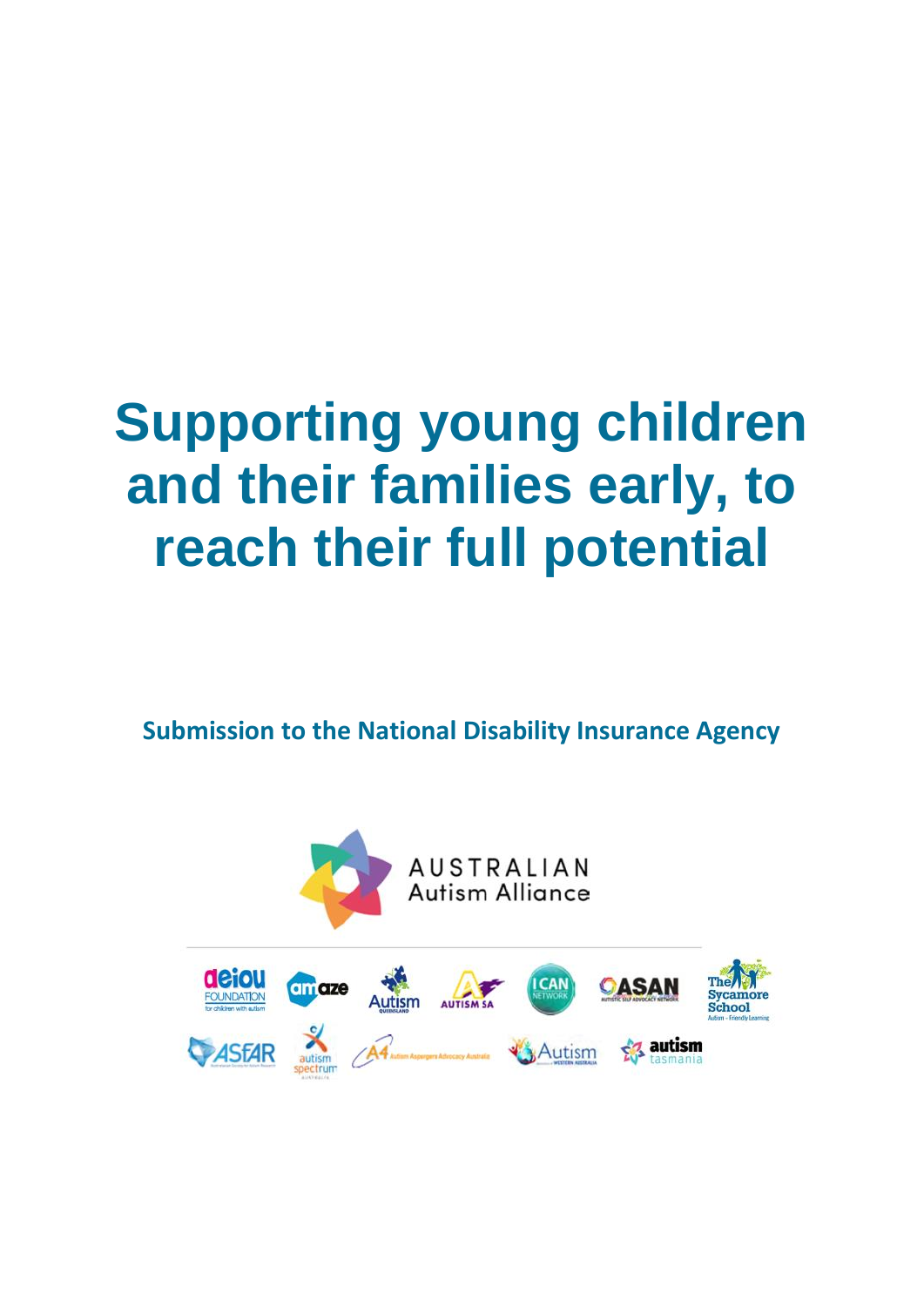# Supporting young children and their families early, to reach their full potential

**Submission to the National Disability Insurance Agency**

AUSTRALIAN Autism Alliance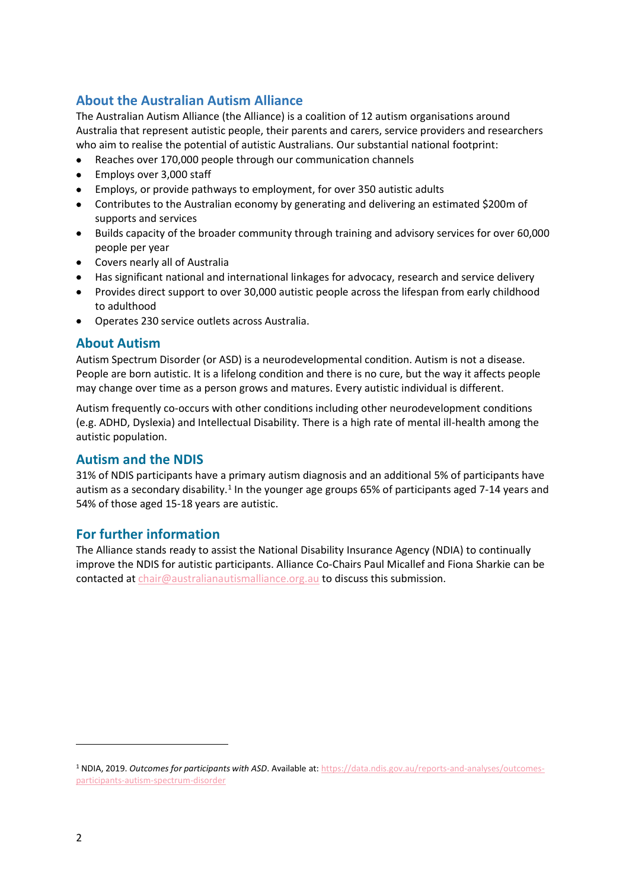## About the Australian Autism Alliance

The Australian Autism Alliance (the Alliance) is a coalition of 12 autism organisations around Australia that represent autistic people, their parents and carers, service providers and researchers who aim to realise the potential of autistic Australians. Our substantial national footprint:

- Reaches over 170,000 people through our communication channels
- Employs over 3,000 staff
- Employs, or provide pathways to employment, for over 350 autistic adults
- Contributes to the Australian economy by generating and delivering an estimated $200m of supports and services
- Builds capacity of the broader community through training and advisory services for over 60,000 people per year
- Covers nearly all of Australia
- Has significant national and international linkages for advocacy, research and service delivery
- Provides direct support to over 30,000 autistic people across the lifespan from early childhood to adulthood
- Operates 230 service outlets across Australia.

## About Autism

Autism Spectrum Disorder (or ASD) is a neurodevelopmental condition. Autism is not a disease. People are born autistic. It is a lifelong condition and there is no cure, but the way it affects people may change over time as a person grows and matures. Every autistic individual is different.

Autism frequently co-occurs with other conditions including other neurodevelopment conditions (e.g. ADHD, Dyslexia) and Intellectual Disability. There is a high rate of mental ill-health among the autistic population.

## Autism and the NDIS

31% of NDIS participants have a primary autism diagnosis and an additional 5% of participants have autism as a secondary disability.[1] In the younger age groups 65% of participants aged 7-14 years and 54% of those aged 15-18 years are autistic.

## For further information

The Alliance stands ready to assist the National Disability Insurance Agency (NDIA) to continually improve the NDIS for autistic participants. Alliance Co-Chairs Paul Micallef and Fiona Sharkie can be contacted at chair@australianautismalliance.org.au to discuss this submission.

---

[1] NDIA, 2019. *Outcomes for participants with ASD*. Available at: https://data.ndis.gov.au/reports-and-analyses/outcomes-participants-autism-spectrum-disorder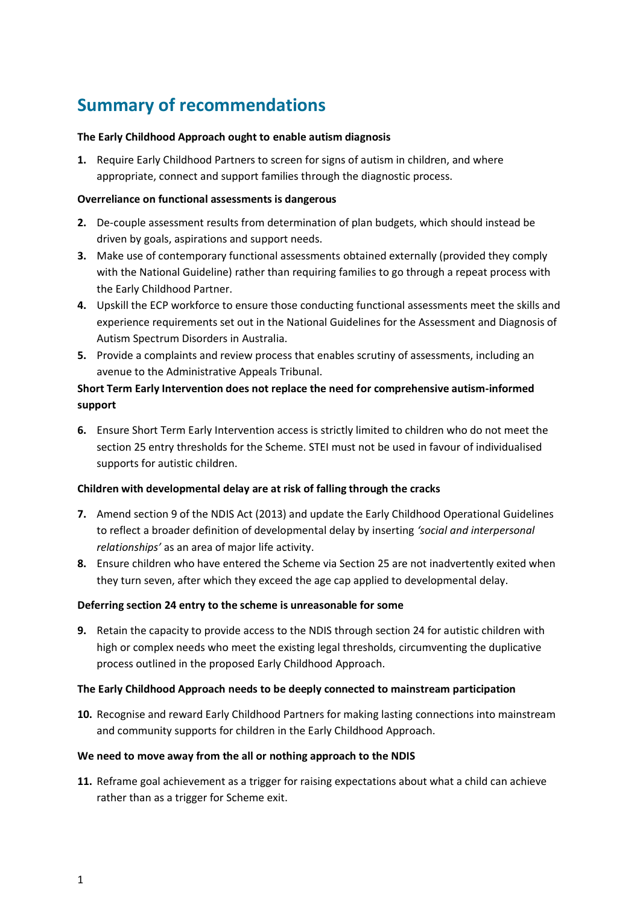# Summary of recommendations

**The Early Childhood Approach ought to enable autism diagnosis**

1. Require Early Childhood Partners to screen for signs of autism in children, and where appropriate, connect and support families through the diagnostic process.

**Overreliance on functional assessments is dangerous**

2. De-couple assessment results from determination of plan budgets, which should instead be driven by goals, aspirations and support needs.
3. Make use of contemporary functional assessments obtained externally (provided they comply with the National Guideline) rather than requiring families to go through a repeat process with the Early Childhood Partner.
4. Upskill the ECP workforce to ensure those conducting functional assessments meet the skills and experience requirements set out in the National Guidelines for the Assessment and Diagnosis of Autism Spectrum Disorders in Australia.
5. Provide a complaints and review process that enables scrutiny of assessments, including an avenue to the Administrative Appeals Tribunal.

**Short Term Early Intervention does not replace the need for comprehensive autism-informed support**

6. Ensure Short Term Early Intervention access is strictly limited to children who do not meet the section 25 entry thresholds for the Scheme. STEI must not be used in favour of individualised supports for autistic children.

**Children with developmental delay are at risk of falling through the cracks**

7. Amend section 9 of the NDIS Act (2013) and update the Early Childhood Operational Guidelines to reflect a broader definition of developmental delay by inserting *'social and interpersonal relationships'* as an area of major life activity.
8. Ensure children who have entered the Scheme via Section 25 are not inadvertently exited when they turn seven, after which they exceed the age cap applied to developmental delay.

**Deferring section 24 entry to the scheme is unreasonable for some**

9. Retain the capacity to provide access to the NDIS through section 24 for autistic children with high or complex needs who meet the existing legal thresholds, circumventing the duplicative process outlined in the proposed Early Childhood Approach.

**The Early Childhood Approach needs to be deeply connected to mainstream participation**

10. Recognise and reward Early Childhood Partners for making lasting connections into mainstream and community supports for children in the Early Childhood Approach.

**We need to move away from the all or nothing approach to the NDIS**

11. Reframe goal achievement as a trigger for raising expectations about what a child can achieve rather than as a trigger for Scheme exit.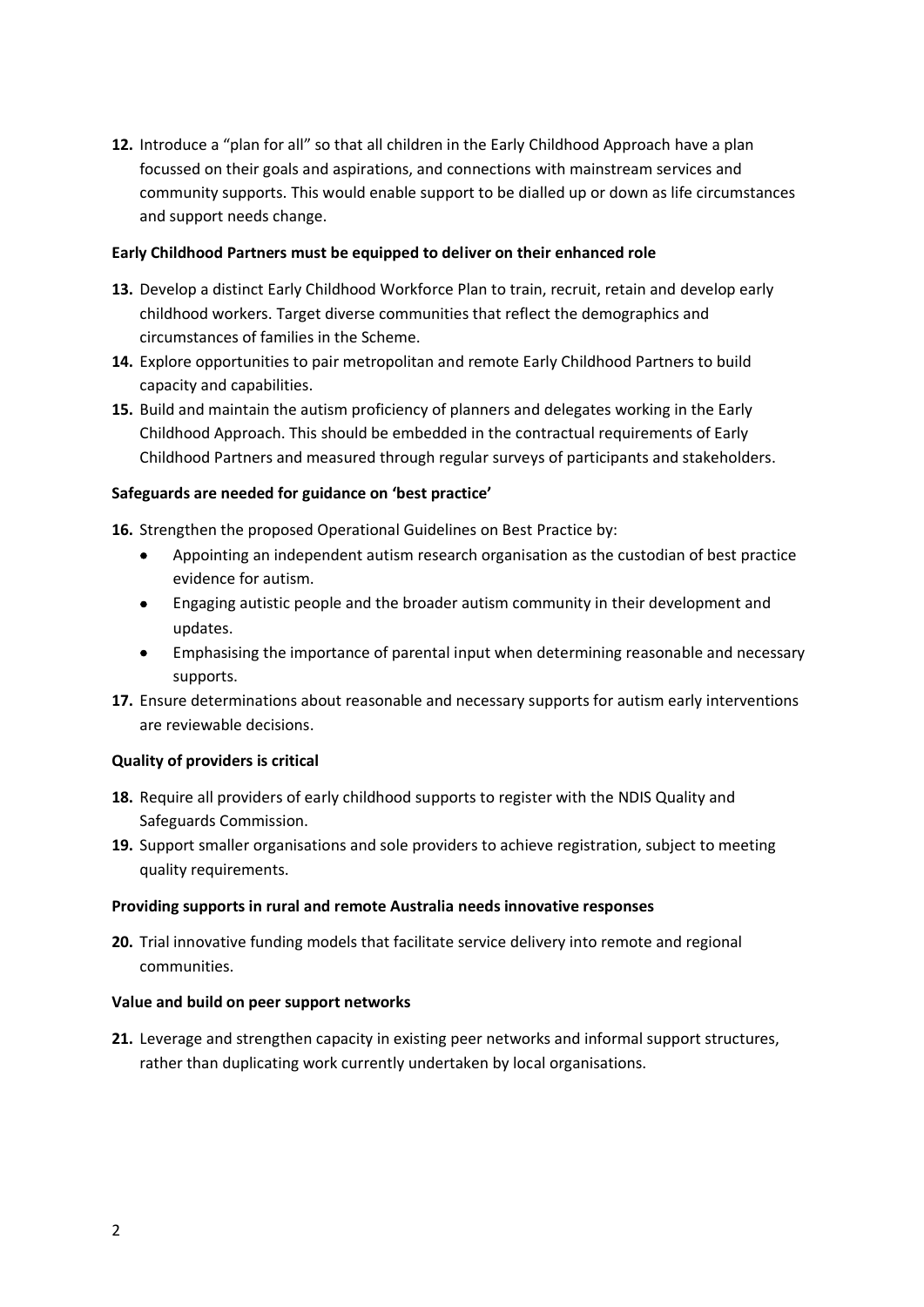12. Introduce a "plan for all" so that all children in the Early Childhood Approach have a plan focussed on their goals and aspirations, and connections with mainstream services and community supports. This would enable support to be dialled up or down as life circumstances and support needs change.

**Early Childhood Partners must be equipped to deliver on their enhanced role**

13. Develop a distinct Early Childhood Workforce Plan to train, recruit, retain and develop early childhood workers. Target diverse communities that reflect the demographics and circumstances of families in the Scheme.
14. Explore opportunities to pair metropolitan and remote Early Childhood Partners to build capacity and capabilities.
15. Build and maintain the autism proficiency of planners and delegates working in the Early Childhood Approach. This should be embedded in the contractual requirements of Early Childhood Partners and measured through regular surveys of participants and stakeholders.

**Safeguards are needed for guidance on 'best practice'**

16. Strengthen the proposed Operational Guidelines on Best Practice by:
    - Appointing an independent autism research organisation as the custodian of best practice evidence for autism.
    - Engaging autistic people and the broader autism community in their development and updates.
    - Emphasising the importance of parental input when determining reasonable and necessary supports.
17. Ensure determinations about reasonable and necessary supports for autism early interventions are reviewable decisions.

**Quality of providers is critical**

18. Require all providers of early childhood supports to register with the NDIS Quality and Safeguards Commission.
19. Support smaller organisations and sole providers to achieve registration, subject to meeting quality requirements.

**Providing supports in rural and remote Australia needs innovative responses**

20. Trial innovative funding models that facilitate service delivery into remote and regional communities.

**Value and build on peer support networks**

21. Leverage and strengthen capacity in existing peer networks and informal support structures, rather than duplicating work currently undertaken by local organisations.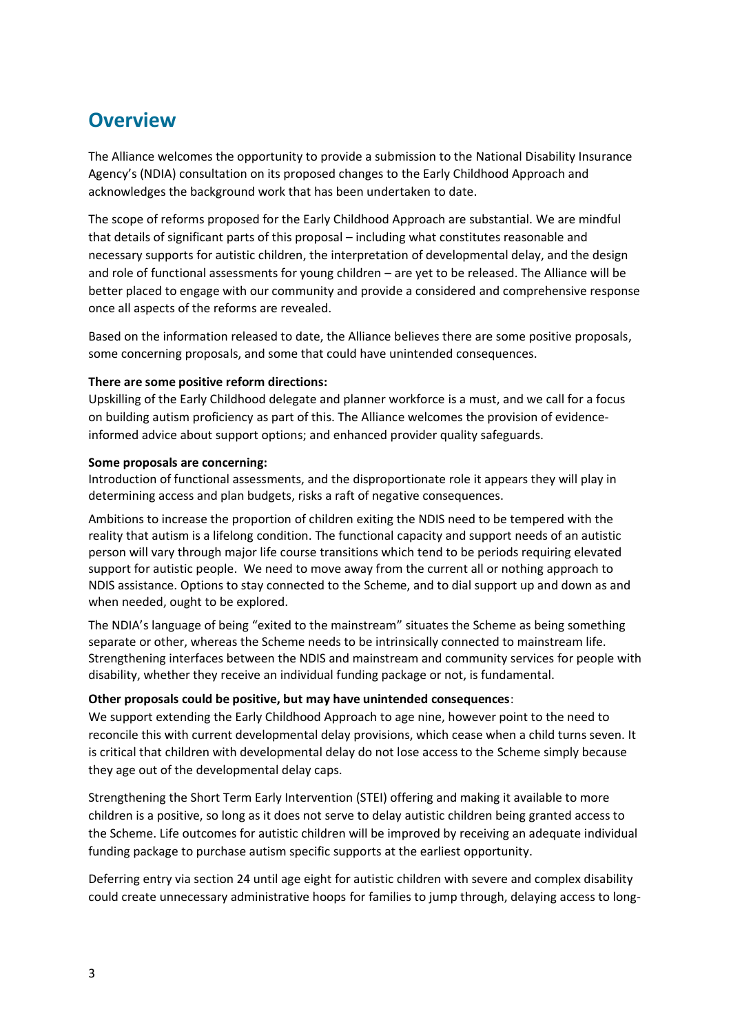## Overview

The Alliance welcomes the opportunity to provide a submission to the National Disability Insurance Agency's (NDIA) consultation on its proposed changes to the Early Childhood Approach and acknowledges the background work that has been undertaken to date.

The scope of reforms proposed for the Early Childhood Approach are substantial. We are mindful that details of significant parts of this proposal – including what constitutes reasonable and necessary supports for autistic children, the interpretation of developmental delay, and the design and role of functional assessments for young children – are yet to be released. The Alliance will be better placed to engage with our community and provide a considered and comprehensive response once all aspects of the reforms are revealed.

Based on the information released to date, the Alliance believes there are some positive proposals, some concerning proposals, and some that could have unintended consequences.

**There are some positive reform directions:**
Upskilling of the Early Childhood delegate and planner workforce is a must, and we call for a focus on building autism proficiency as part of this. The Alliance welcomes the provision of evidence-informed advice about support options; and enhanced provider quality safeguards.

**Some proposals are concerning:**
Introduction of functional assessments, and the disproportionate role it appears they will play in determining access and plan budgets, risks a raft of negative consequences.

Ambitions to increase the proportion of children exiting the NDIS need to be tempered with the reality that autism is a lifelong condition. The functional capacity and support needs of an autistic person will vary through major life course transitions which tend to be periods requiring elevated support for autistic people. We need to move away from the current all or nothing approach to NDIS assistance. Options to stay connected to the Scheme, and to dial support up and down as and when needed, ought to be explored.

The NDIA's language of being "exited to the mainstream" situates the Scheme as being something separate or other, whereas the Scheme needs to be intrinsically connected to mainstream life. Strengthening interfaces between the NDIS and mainstream and community services for people with disability, whether they receive an individual funding package or not, is fundamental.

**Other proposals could be positive, but may have unintended consequences**:
We support extending the Early Childhood Approach to age nine, however point to the need to reconcile this with current developmental delay provisions, which cease when a child turns seven. It is critical that children with developmental delay do not lose access to the Scheme simply because they age out of the developmental delay caps.

Strengthening the Short Term Early Intervention (STEI) offering and making it available to more children is a positive, so long as it does not serve to delay autistic children being granted access to the Scheme. Life outcomes for autistic children will be improved by receiving an adequate individual funding package to purchase autism specific supports at the earliest opportunity.

Deferring entry via section 24 until age eight for autistic children with severe and complex disability could create unnecessary administrative hoops for families to jump through, delaying access to long-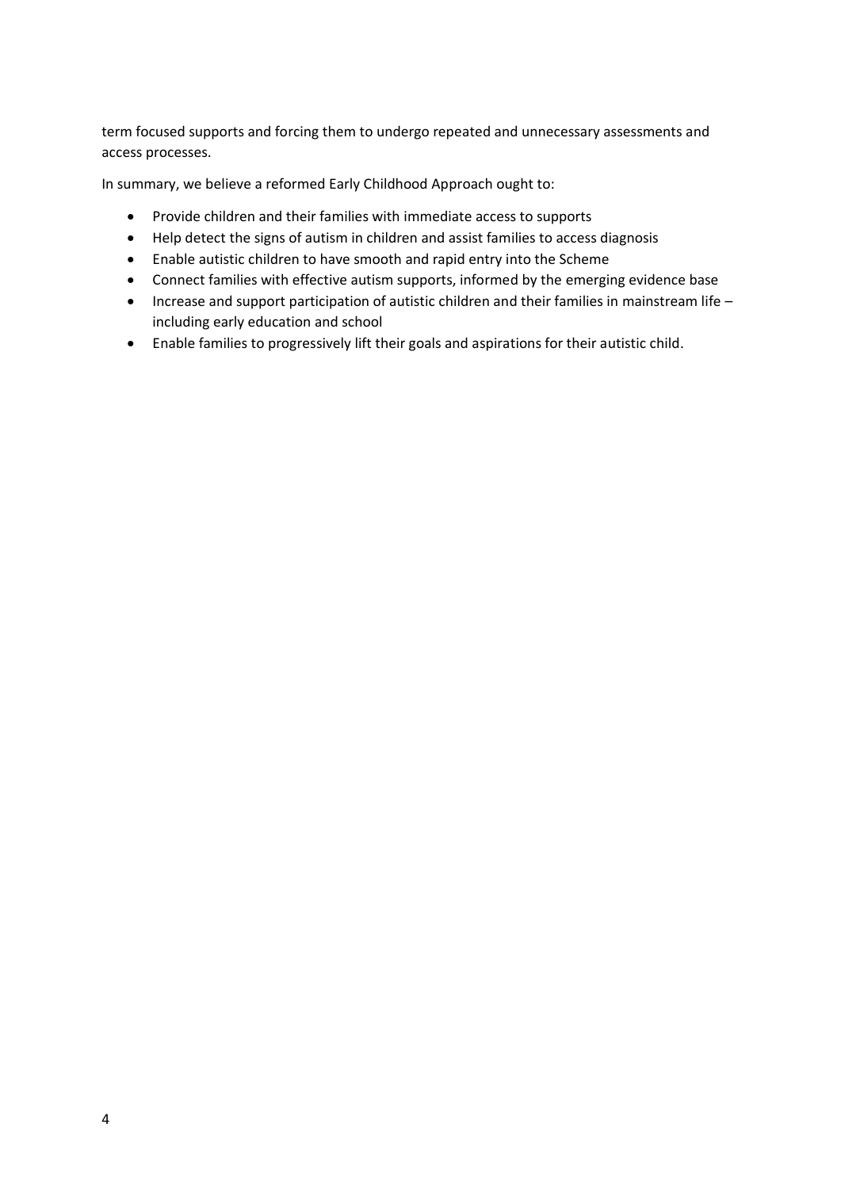term focused supports and forcing them to undergo repeated and unnecessary assessments and access processes.

In summary, we believe a reformed Early Childhood Approach ought to:

- Provide children and their families with immediate access to supports
- Help detect the signs of autism in children and assist families to access diagnosis
- Enable autistic children to have smooth and rapid entry into the Scheme
- Connect families with effective autism supports, informed by the emerging evidence base
- Increase and support participation of autistic children and their families in mainstream life – including early education and school
- Enable families to progressively lift their goals and aspirations for their autistic child.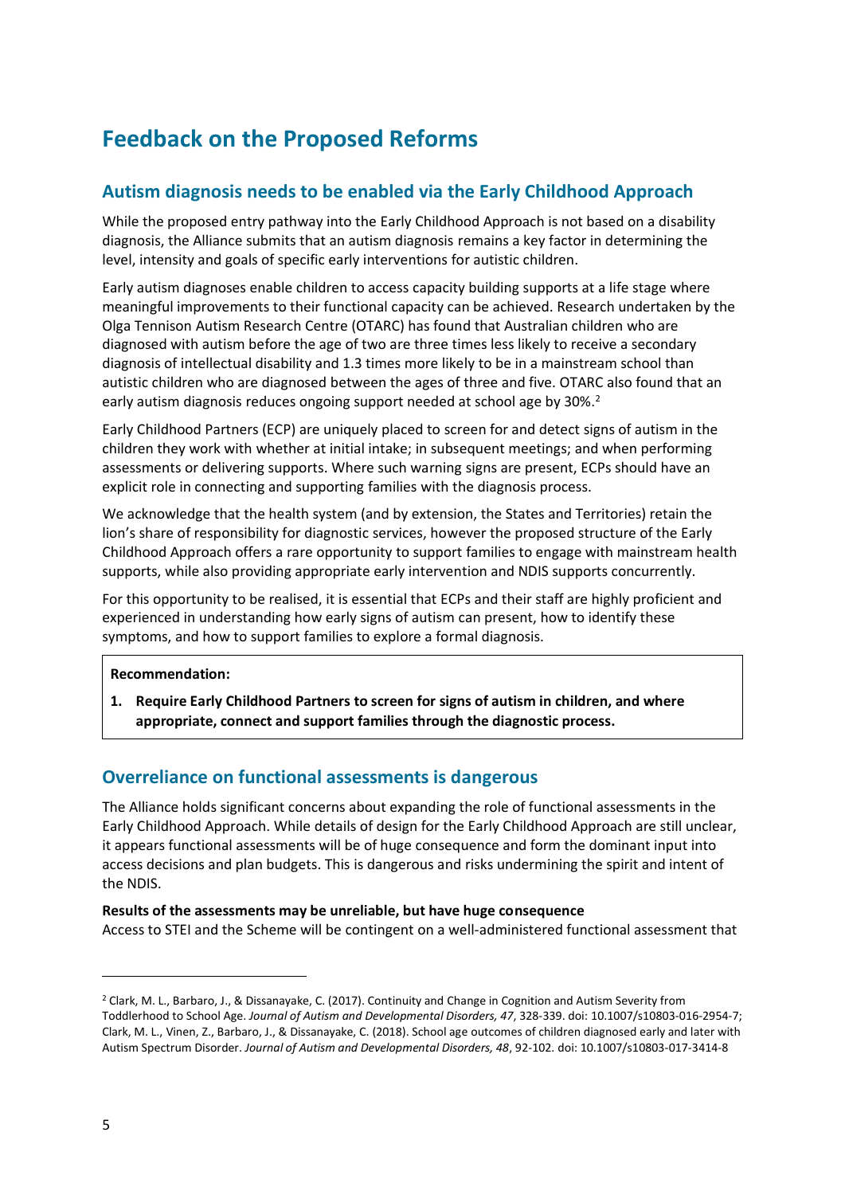# Feedback on the Proposed Reforms

## Autism diagnosis needs to be enabled via the Early Childhood Approach

While the proposed entry pathway into the Early Childhood Approach is not based on a disability diagnosis, the Alliance submits that an autism diagnosis remains a key factor in determining the level, intensity and goals of specific early interventions for autistic children.

Early autism diagnoses enable children to access capacity building supports at a life stage where meaningful improvements to their functional capacity can be achieved. Research undertaken by the Olga Tennison Autism Research Centre (OTARC) has found that Australian children who are diagnosed with autism before the age of two are three times less likely to receive a secondary diagnosis of intellectual disability and 1.3 times more likely to be in a mainstream school than autistic children who are diagnosed between the ages of three and five. OTARC also found that an early autism diagnosis reduces ongoing support needed at school age by 30%.[2]

Early Childhood Partners (ECP) are uniquely placed to screen for and detect signs of autism in the children they work with whether at initial intake; in subsequent meetings; and when performing assessments or delivering supports. Where such warning signs are present, ECPs should have an explicit role in connecting and supporting families with the diagnosis process.

We acknowledge that the health system (and by extension, the States and Territories) retain the lion's share of responsibility for diagnostic services, however the proposed structure of the Early Childhood Approach offers a rare opportunity to support families to engage with mainstream health supports, while also providing appropriate early intervention and NDIS supports concurrently.

For this opportunity to be realised, it is essential that ECPs and their staff are highly proficient and experienced in understanding how early signs of autism can present, how to identify these symptoms, and how to support families to explore a formal diagnosis.

> **Recommendation:**
>
> 1. **Require Early Childhood Partners to screen for signs of autism in children, and where appropriate, connect and support families through the diagnostic process.**

## Overreliance on functional assessments is dangerous

The Alliance holds significant concerns about expanding the role of functional assessments in the Early Childhood Approach. While details of design for the Early Childhood Approach are still unclear, it appears functional assessments will be of huge consequence and form the dominant input into access decisions and plan budgets. This is dangerous and risks undermining the spirit and intent of the NDIS.

**Results of the assessments may be unreliable, but have huge consequence**

Access to STEI and the Scheme will be contingent on a well-administered functional assessment that

[2] Clark, M. L., Barbaro, J., & Dissanayake, C. (2017). Continuity and Change in Cognition and Autism Severity from Toddlerhood to School Age. *Journal of Autism and Developmental Disorders, 47*, 328-339. doi: 10.1007/s10803-016-2954-7; Clark, M. L., Vinen, Z., Barbaro, J., & Dissanayake, C. (2018). School age outcomes of children diagnosed early and later with Autism Spectrum Disorder. *Journal of Autism and Developmental Disorders, 48*, 92-102. doi: 10.1007/s10803-017-3414-8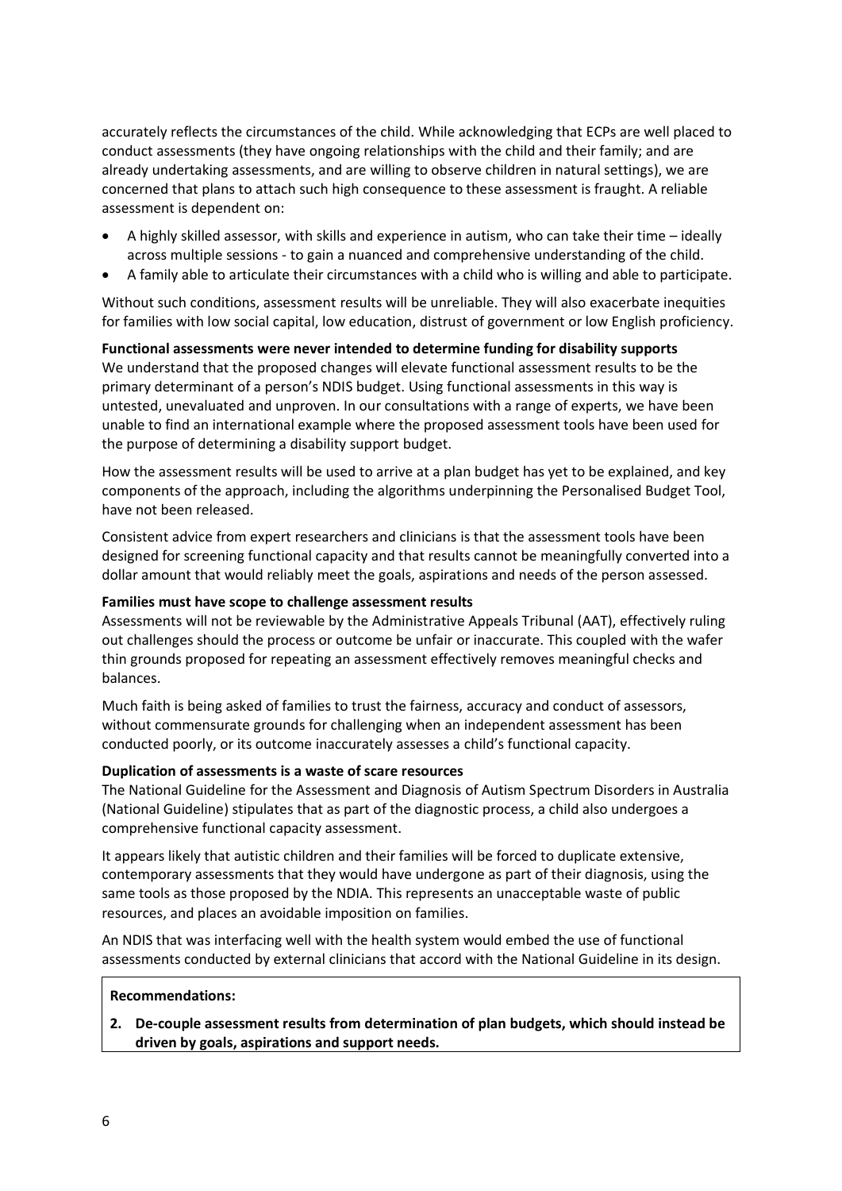accurately reflects the circumstances of the child. While acknowledging that ECPs are well placed to conduct assessments (they have ongoing relationships with the child and their family; and are already undertaking assessments, and are willing to observe children in natural settings), we are concerned that plans to attach such high consequence to these assessment is fraught. A reliable assessment is dependent on:

- A highly skilled assessor, with skills and experience in autism, who can take their time – ideally across multiple sessions - to gain a nuanced and comprehensive understanding of the child.
- A family able to articulate their circumstances with a child who is willing and able to participate.

Without such conditions, assessment results will be unreliable. They will also exacerbate inequities for families with low social capital, low education, distrust of government or low English proficiency.

**Functional assessments were never intended to determine funding for disability supports**

We understand that the proposed changes will elevate functional assessment results to be the primary determinant of a person's NDIS budget. Using functional assessments in this way is untested, unevaluated and unproven. In our consultations with a range of experts, we have been unable to find an international example where the proposed assessment tools have been used for the purpose of determining a disability support budget.

How the assessment results will be used to arrive at a plan budget has yet to be explained, and key components of the approach, including the algorithms underpinning the Personalised Budget Tool, have not been released.

Consistent advice from expert researchers and clinicians is that the assessment tools have been designed for screening functional capacity and that results cannot be meaningfully converted into a dollar amount that would reliably meet the goals, aspirations and needs of the person assessed.

**Families must have scope to challenge assessment results**

Assessments will not be reviewable by the Administrative Appeals Tribunal (AAT), effectively ruling out challenges should the process or outcome be unfair or inaccurate. This coupled with the wafer thin grounds proposed for repeating an assessment effectively removes meaningful checks and balances.

Much faith is being asked of families to trust the fairness, accuracy and conduct of assessors, without commensurate grounds for challenging when an independent assessment has been conducted poorly, or its outcome inaccurately assesses a child's functional capacity.

**Duplication of assessments is a waste of scare resources**

The National Guideline for the Assessment and Diagnosis of Autism Spectrum Disorders in Australia (National Guideline) stipulates that as part of the diagnostic process, a child also undergoes a comprehensive functional capacity assessment.

It appears likely that autistic children and their families will be forced to duplicate extensive, contemporary assessments that they would have undergone as part of their diagnosis, using the same tools as those proposed by the NDIA. This represents an unacceptable waste of public resources, and places an avoidable imposition on families.

An NDIS that was interfacing well with the health system would embed the use of functional assessments conducted by external clinicians that accord with the National Guideline in its design.

**Recommendations:**

**2. De-couple assessment results from determination of plan budgets, which should instead be driven by goals, aspirations and support needs.**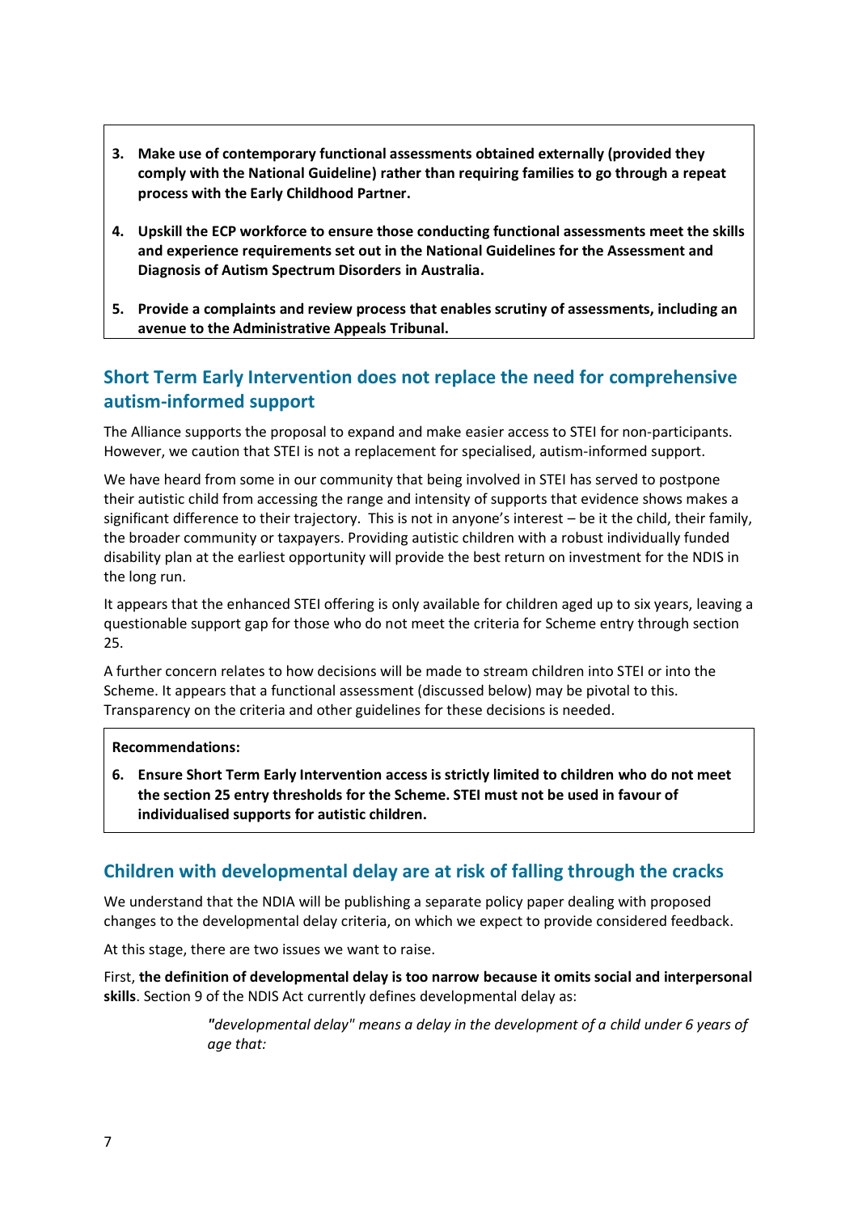3. **Make use of contemporary functional assessments obtained externally (provided they comply with the National Guideline) rather than requiring families to go through a repeat process with the Early Childhood Partner.**

4. **Upskill the ECP workforce to ensure those conducting functional assessments meet the skills and experience requirements set out in the National Guidelines for the Assessment and Diagnosis of Autism Spectrum Disorders in Australia.**

5. **Provide a complaints and review process that enables scrutiny of assessments, including an avenue to the Administrative Appeals Tribunal.**

## Short Term Early Intervention does not replace the need for comprehensive autism-informed support

The Alliance supports the proposal to expand and make easier access to STEI for non-participants. However, we caution that STEI is not a replacement for specialised, autism-informed support.

We have heard from some in our community that being involved in STEI has served to postpone their autistic child from accessing the range and intensity of supports that evidence shows makes a significant difference to their trajectory. This is not in anyone's interest – be it the child, their family, the broader community or taxpayers. Providing autistic children with a robust individually funded disability plan at the earliest opportunity will provide the best return on investment for the NDIS in the long run.

It appears that the enhanced STEI offering is only available for children aged up to six years, leaving a questionable support gap for those who do not meet the criteria for Scheme entry through section 25.

A further concern relates to how decisions will be made to stream children into STEI or into the Scheme. It appears that a functional assessment (discussed below) may be pivotal to this. Transparency on the criteria and other guidelines for these decisions is needed.

**Recommendations:**

6. **Ensure Short Term Early Intervention access is strictly limited to children who do not meet the section 25 entry thresholds for the Scheme. STEI must not be used in favour of individualised supports for autistic children.**

## Children with developmental delay are at risk of falling through the cracks

We understand that the NDIA will be publishing a separate policy paper dealing with proposed changes to the developmental delay criteria, on which we expect to provide considered feedback.

At this stage, there are two issues we want to raise.

First, **the definition of developmental delay is too narrow because it omits social and interpersonal skills**. Section 9 of the NDIS Act currently defines developmental delay as:

> *"developmental delay" means a delay in the development of a child under 6 years of age that:*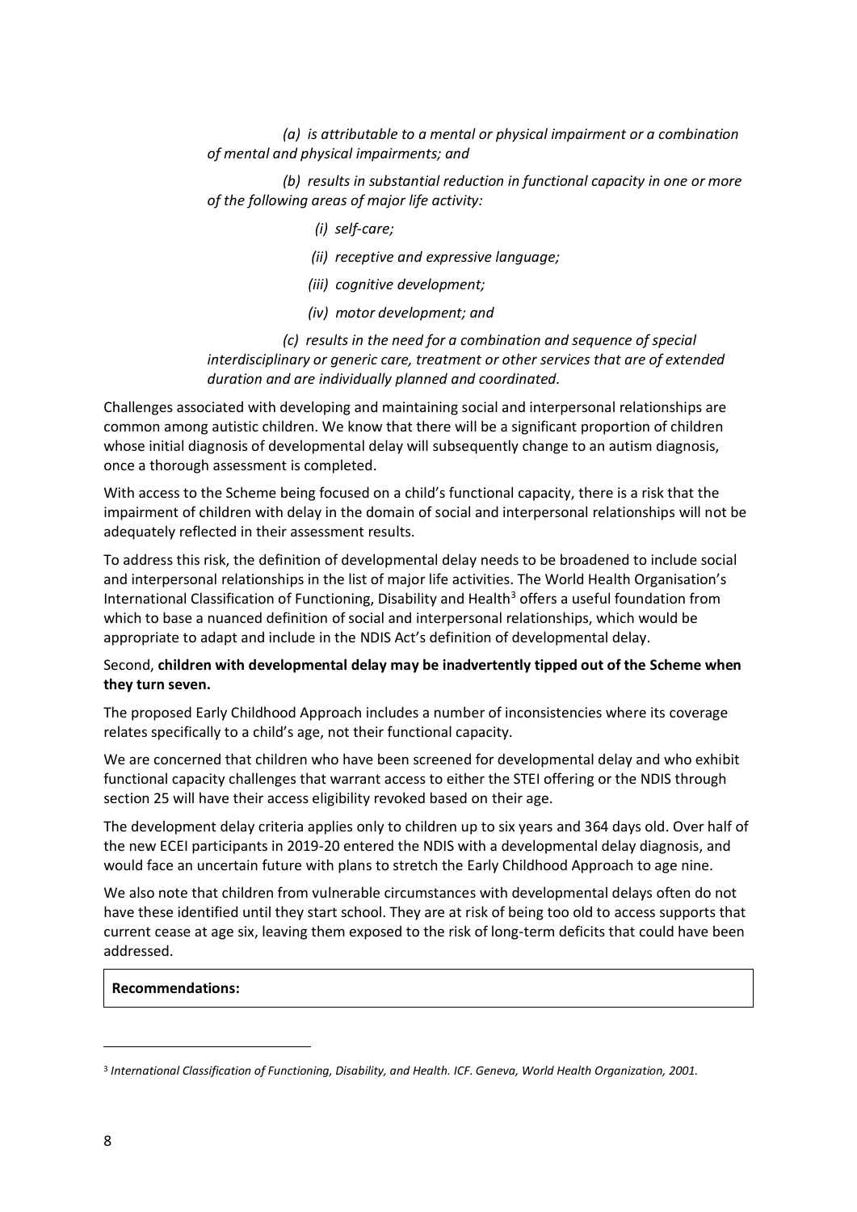*(a) is attributable to a mental or physical impairment or a combination of mental and physical impairments; and*

*(b) results in substantial reduction in functional capacity in one or more of the following areas of major life activity:*

*(i) self-care;*

*(ii) receptive and expressive language;*

*(iii) cognitive development;*

*(iv) motor development; and*

*(c) results in the need for a combination and sequence of special interdisciplinary or generic care, treatment or other services that are of extended duration and are individually planned and coordinated.*

Challenges associated with developing and maintaining social and interpersonal relationships are common among autistic children. We know that there will be a significant proportion of children whose initial diagnosis of developmental delay will subsequently change to an autism diagnosis, once a thorough assessment is completed.

With access to the Scheme being focused on a child's functional capacity, there is a risk that the impairment of children with delay in the domain of social and interpersonal relationships will not be adequately reflected in their assessment results.

To address this risk, the definition of developmental delay needs to be broadened to include social and interpersonal relationships in the list of major life activities. The World Health Organisation's International Classification of Functioning, Disability and Health[3] offers a useful foundation from which to base a nuanced definition of social and interpersonal relationships, which would be appropriate to adapt and include in the NDIS Act's definition of developmental delay.

Second, **children with developmental delay may be inadvertently tipped out of the Scheme when they turn seven.**

The proposed Early Childhood Approach includes a number of inconsistencies where its coverage relates specifically to a child's age, not their functional capacity.

We are concerned that children who have been screened for developmental delay and who exhibit functional capacity challenges that warrant access to either the STEI offering or the NDIS through section 25 will have their access eligibility revoked based on their age.

The development delay criteria applies only to children up to six years and 364 days old. Over half of the new ECEI participants in 2019-20 entered the NDIS with a developmental delay diagnosis, and would face an uncertain future with plans to stretch the Early Childhood Approach to age nine.

We also note that children from vulnerable circumstances with developmental delays often do not have these identified until they start school. They are at risk of being too old to access supports that current cease at age six, leaving them exposed to the risk of long-term deficits that could have been addressed.

| **Recommendations:** |
| --- |

[3] *International Classification of Functioning, Disability, and Health. ICF. Geneva, World Health Organization, 2001.*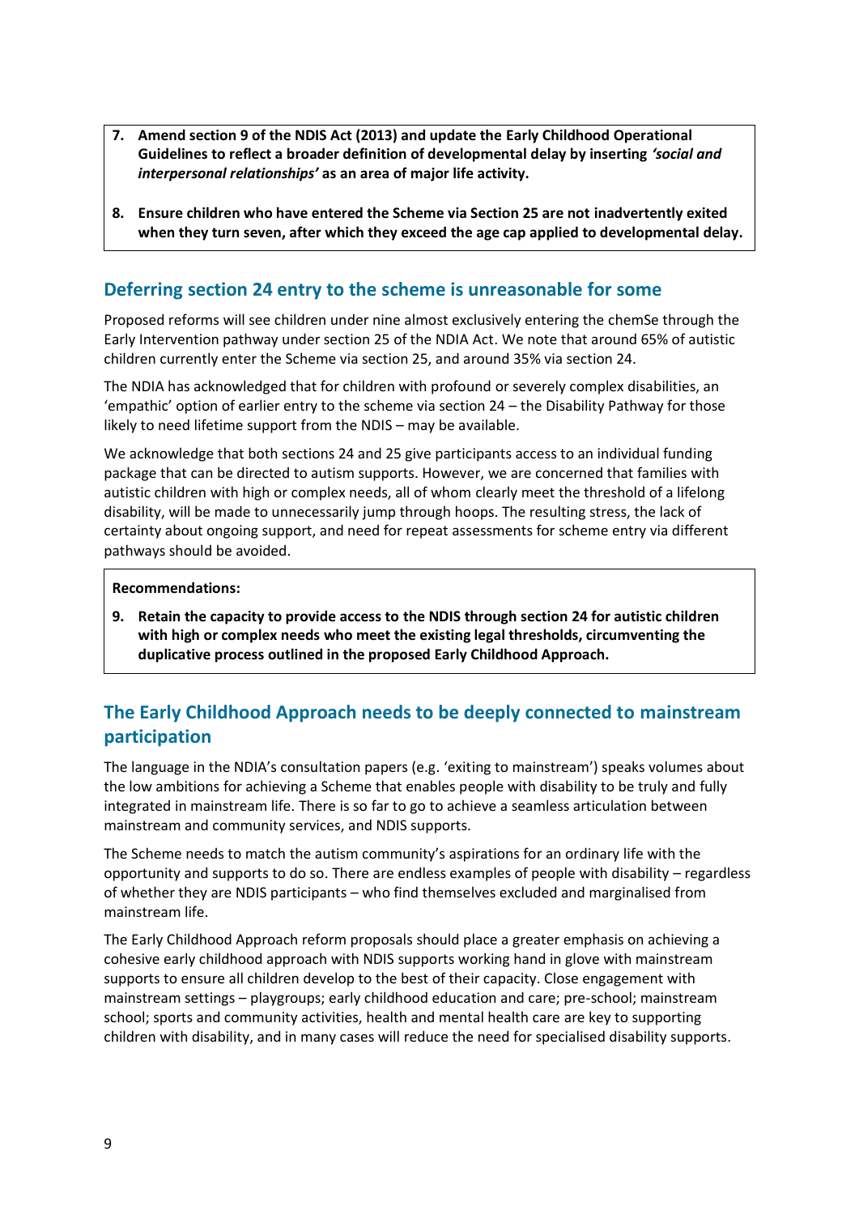7. **Amend section 9 of the NDIS Act (2013) and update the Early Childhood Operational Guidelines to reflect a broader definition of developmental delay by inserting *'social and interpersonal relationships'* as an area of major life activity.**

8. **Ensure children who have entered the Scheme via Section 25 are not inadvertently exited when they turn seven, after which they exceed the age cap applied to developmental delay.**

## Deferring section 24 entry to the scheme is unreasonable for some

Proposed reforms will see children under nine almost exclusively entering the chemSe through the Early Intervention pathway under section 25 of the NDIA Act. We note that around 65% of autistic children currently enter the Scheme via section 25, and around 35% via section 24.

The NDIA has acknowledged that for children with profound or severely complex disabilities, an 'empathic' option of earlier entry to the scheme via section 24 – the Disability Pathway for those likely to need lifetime support from the NDIS – may be available.

We acknowledge that both sections 24 and 25 give participants access to an individual funding package that can be directed to autism supports. However, we are concerned that families with autistic children with high or complex needs, all of whom clearly meet the threshold of a lifelong disability, will be made to unnecessarily jump through hoops. The resulting stress, the lack of certainty about ongoing support, and need for repeat assessments for scheme entry via different pathways should be avoided.

**Recommendations:**

9. **Retain the capacity to provide access to the NDIS through section 24 for autistic children with high or complex needs who meet the existing legal thresholds, circumventing the duplicative process outlined in the proposed Early Childhood Approach.**

## The Early Childhood Approach needs to be deeply connected to mainstream participation

The language in the NDIA's consultation papers (e.g. 'exiting to mainstream') speaks volumes about the low ambitions for achieving a Scheme that enables people with disability to be truly and fully integrated in mainstream life. There is so far to go to achieve a seamless articulation between mainstream and community services, and NDIS supports.

The Scheme needs to match the autism community's aspirations for an ordinary life with the opportunity and supports to do so. There are endless examples of people with disability – regardless of whether they are NDIS participants – who find themselves excluded and marginalised from mainstream life.

The Early Childhood Approach reform proposals should place a greater emphasis on achieving a cohesive early childhood approach with NDIS supports working hand in glove with mainstream supports to ensure all children develop to the best of their capacity. Close engagement with mainstream settings – playgroups; early childhood education and care; pre-school; mainstream school; sports and community activities, health and mental health care are key to supporting children with disability, and in many cases will reduce the need for specialised disability supports.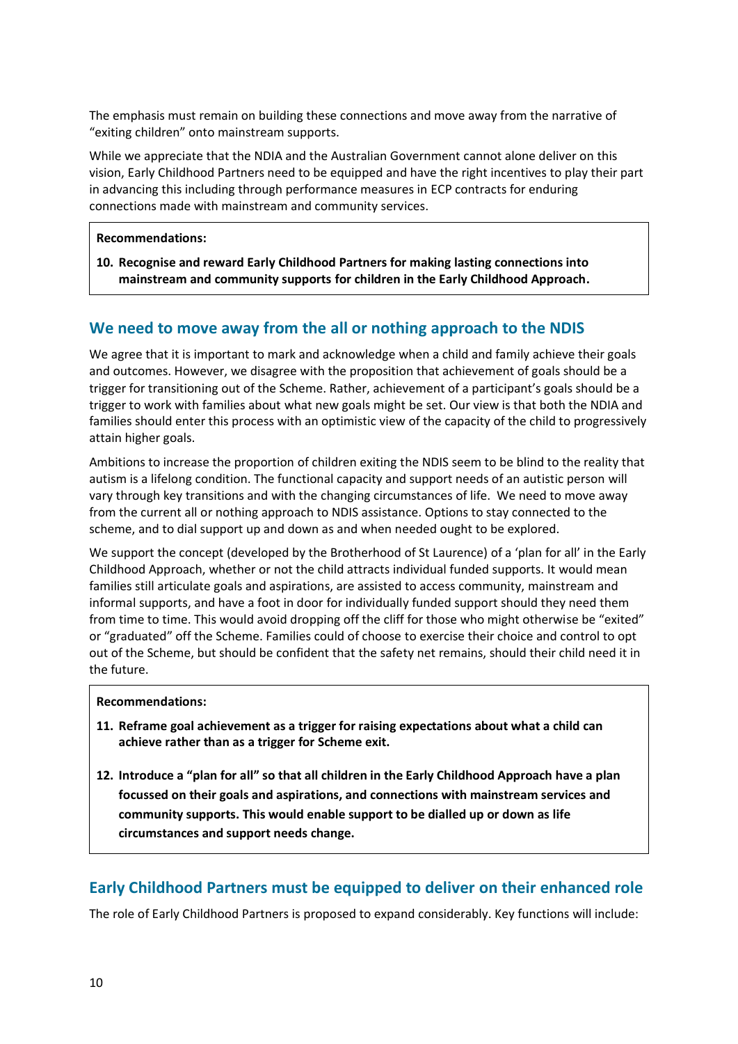The emphasis must remain on building these connections and move away from the narrative of "exiting children" onto mainstream supports.

While we appreciate that the NDIA and the Australian Government cannot alone deliver on this vision, Early Childhood Partners need to be equipped and have the right incentives to play their part in advancing this including through performance measures in ECP contracts for enduring connections made with mainstream and community services.

> **Recommendations:**
>
> **10. Recognise and reward Early Childhood Partners for making lasting connections into mainstream and community supports for children in the Early Childhood Approach.**

## We need to move away from the all or nothing approach to the NDIS

We agree that it is important to mark and acknowledge when a child and family achieve their goals and outcomes. However, we disagree with the proposition that achievement of goals should be a trigger for transitioning out of the Scheme. Rather, achievement of a participant's goals should be a trigger to work with families about what new goals might be set. Our view is that both the NDIA and families should enter this process with an optimistic view of the capacity of the child to progressively attain higher goals.

Ambitions to increase the proportion of children exiting the NDIS seem to be blind to the reality that autism is a lifelong condition. The functional capacity and support needs of an autistic person will vary through key transitions and with the changing circumstances of life. We need to move away from the current all or nothing approach to NDIS assistance. Options to stay connected to the scheme, and to dial support up and down as and when needed ought to be explored.

We support the concept (developed by the Brotherhood of St Laurence) of a 'plan for all' in the Early Childhood Approach, whether or not the child attracts individual funded supports. It would mean families still articulate goals and aspirations, are assisted to access community, mainstream and informal supports, and have a foot in door for individually funded support should they need them from time to time. This would avoid dropping off the cliff for those who might otherwise be "exited" or "graduated" off the Scheme. Families could of choose to exercise their choice and control to opt out of the Scheme, but should be confident that the safety net remains, should their child need it in the future.

> **Recommendations:**
>
> **11. Reframe goal achievement as a trigger for raising expectations about what a child can achieve rather than as a trigger for Scheme exit.**
>
> **12. Introduce a "plan for all" so that all children in the Early Childhood Approach have a plan focussed on their goals and aspirations, and connections with mainstream services and community supports. This would enable support to be dialled up or down as life circumstances and support needs change.**

## Early Childhood Partners must be equipped to deliver on their enhanced role

The role of Early Childhood Partners is proposed to expand considerably. Key functions will include: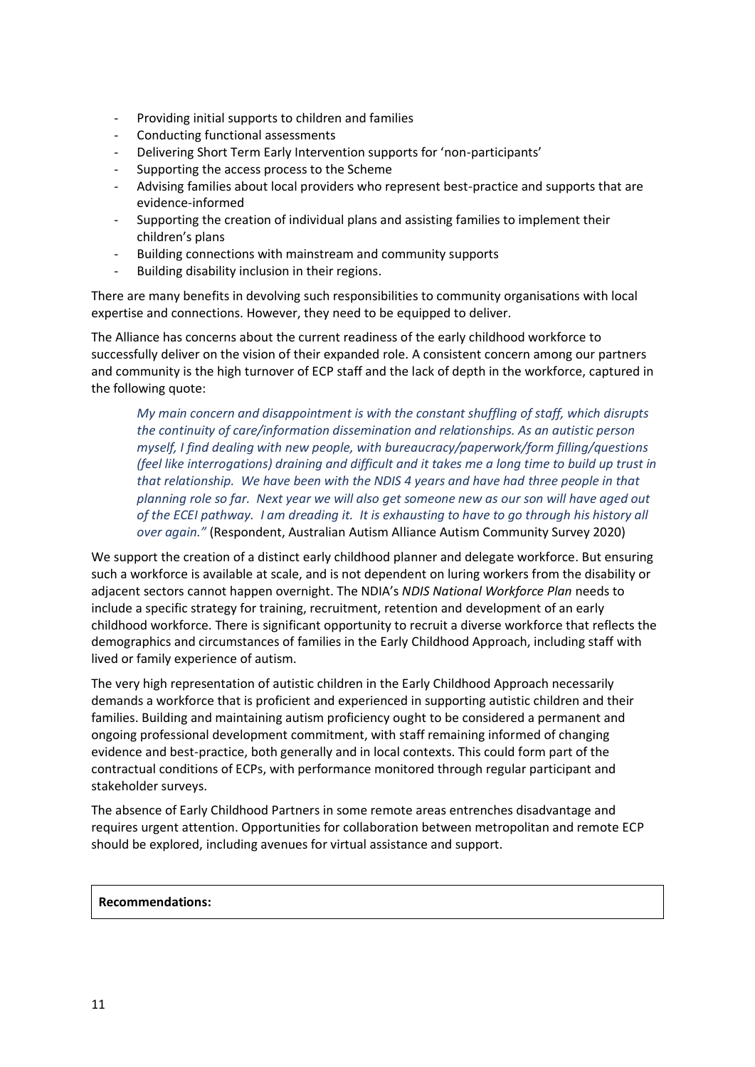- Providing initial supports to children and families
- Conducting functional assessments
- Delivering Short Term Early Intervention supports for 'non-participants'
- Supporting the access process to the Scheme
- Advising families about local providers who represent best-practice and supports that are evidence-informed
- Supporting the creation of individual plans and assisting families to implement their children's plans
- Building connections with mainstream and community supports
- Building disability inclusion in their regions.

There are many benefits in devolving such responsibilities to community organisations with local expertise and connections. However, they need to be equipped to deliver.

The Alliance has concerns about the current readiness of the early childhood workforce to successfully deliver on the vision of their expanded role. A consistent concern among our partners and community is the high turnover of ECP staff and the lack of depth in the workforce, captured in the following quote:

> *My main concern and disappointment is with the constant shuffling of staff, which disrupts the continuity of care/information dissemination and relationships. As an autistic person myself, I find dealing with new people, with bureaucracy/paperwork/form filling/questions (feel like interrogations) draining and difficult and it takes me a long time to build up trust in that relationship. We have been with the NDIS 4 years and have had three people in that planning role so far. Next year we will also get someone new as our son will have aged out of the ECEI pathway. I am dreading it. It is exhausting to have to go through his history all over again."* (Respondent, Australian Autism Alliance Autism Community Survey 2020)

We support the creation of a distinct early childhood planner and delegate workforce. But ensuring such a workforce is available at scale, and is not dependent on luring workers from the disability or adjacent sectors cannot happen overnight. The NDIA's *NDIS National Workforce Plan* needs to include a specific strategy for training, recruitment, retention and development of an early childhood workforce. There is significant opportunity to recruit a diverse workforce that reflects the demographics and circumstances of families in the Early Childhood Approach, including staff with lived or family experience of autism.

The very high representation of autistic children in the Early Childhood Approach necessarily demands a workforce that is proficient and experienced in supporting autistic children and their families. Building and maintaining autism proficiency ought to be considered a permanent and ongoing professional development commitment, with staff remaining informed of changing evidence and best-practice, both generally and in local contexts. This could form part of the contractual conditions of ECPs, with performance monitored through regular participant and stakeholder surveys.

The absence of Early Childhood Partners in some remote areas entrenches disadvantage and requires urgent attention. Opportunities for collaboration between metropolitan and remote ECP should be explored, including avenues for virtual assistance and support.

**Recommendations:**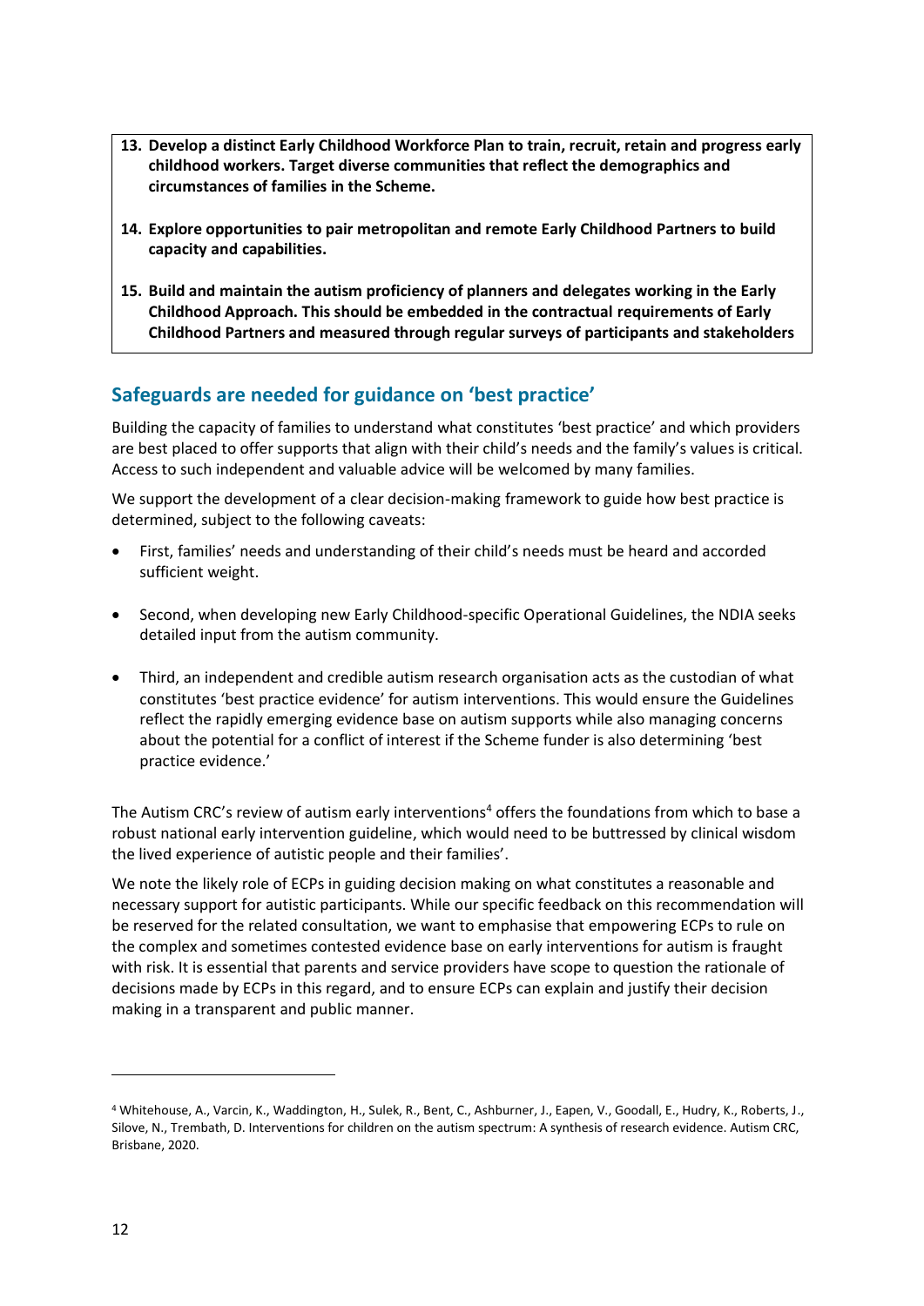13. **Develop a distinct Early Childhood Workforce Plan to train, recruit, retain and progress early childhood workers. Target diverse communities that reflect the demographics and circumstances of families in the Scheme.**

14. **Explore opportunities to pair metropolitan and remote Early Childhood Partners to build capacity and capabilities.**

15. **Build and maintain the autism proficiency of planners and delegates working in the Early Childhood Approach. This should be embedded in the contractual requirements of Early Childhood Partners and measured through regular surveys of participants and stakeholders**

## Safeguards are needed for guidance on 'best practice'

Building the capacity of families to understand what constitutes 'best practice' and which providers are best placed to offer supports that align with their child's needs and the family's values is critical. Access to such independent and valuable advice will be welcomed by many families.

We support the development of a clear decision-making framework to guide how best practice is determined, subject to the following caveats:

- First, families' needs and understanding of their child's needs must be heard and accorded sufficient weight.
- Second, when developing new Early Childhood-specific Operational Guidelines, the NDIA seeks detailed input from the autism community.
- Third, an independent and credible autism research organisation acts as the custodian of what constitutes 'best practice evidence' for autism interventions. This would ensure the Guidelines reflect the rapidly emerging evidence base on autism supports while also managing concerns about the potential for a conflict of interest if the Scheme funder is also determining 'best practice evidence.'

The Autism CRC's review of autism early interventions[4] offers the foundations from which to base a robust national early intervention guideline, which would need to be buttressed by clinical wisdom the lived experience of autistic people and their families'.

We note the likely role of ECPs in guiding decision making on what constitutes a reasonable and necessary support for autistic participants. While our specific feedback on this recommendation will be reserved for the related consultation, we want to emphasise that empowering ECPs to rule on the complex and sometimes contested evidence base on early interventions for autism is fraught with risk. It is essential that parents and service providers have scope to question the rationale of decisions made by ECPs in this regard, and to ensure ECPs can explain and justify their decision making in a transparent and public manner.

---

[4] Whitehouse, A., Varcin, K., Waddington, H., Sulek, R., Bent, C., Ashburner, J., Eapen, V., Goodall, E., Hudry, K., Roberts, J., Silove, N., Trembath, D. Interventions for children on the autism spectrum: A synthesis of research evidence. Autism CRC, Brisbane, 2020.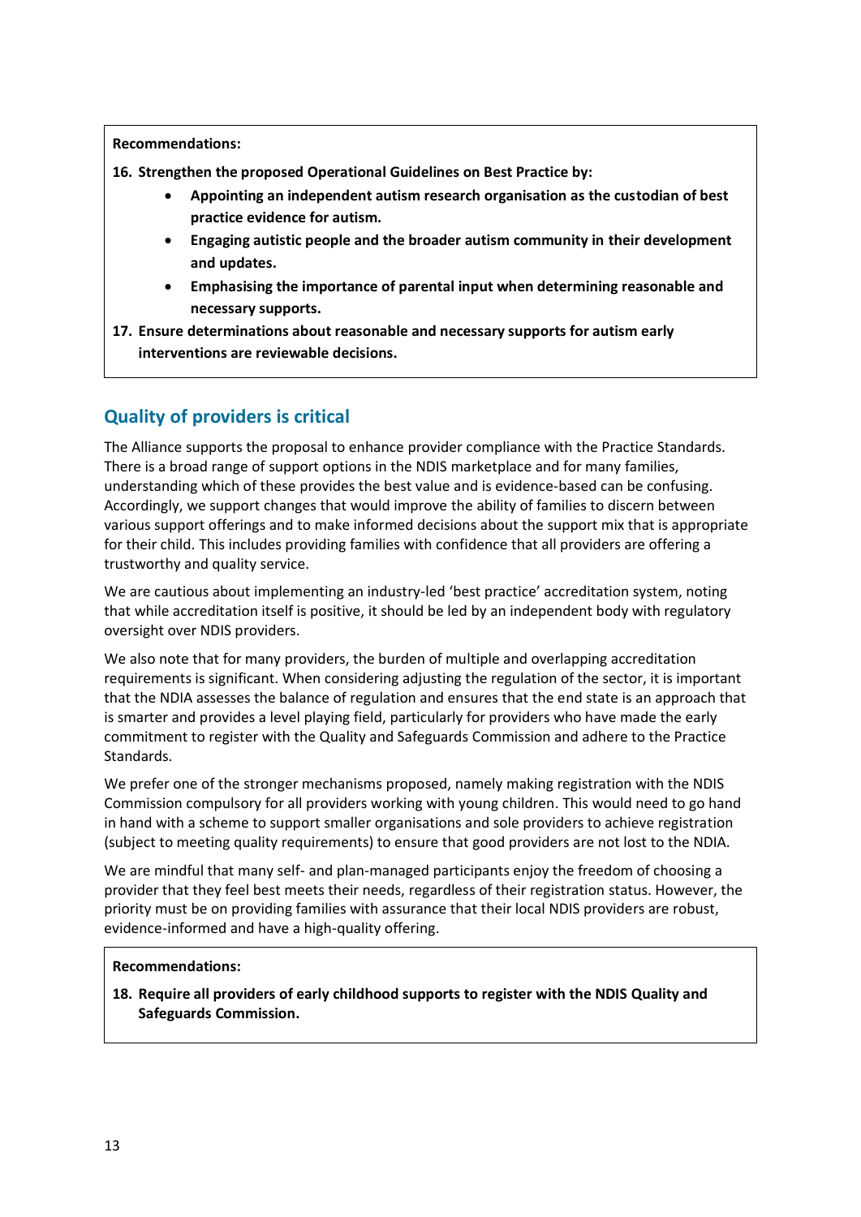**Recommendations:**

**16. Strengthen the proposed Operational Guidelines on Best Practice by:**

- **Appointing an independent autism research organisation as the custodian of best practice evidence for autism.**
- **Engaging autistic people and the broader autism community in their development and updates.**
- **Emphasising the importance of parental input when determining reasonable and necessary supports.**

**17. Ensure determinations about reasonable and necessary supports for autism early interventions are reviewable decisions.**

## Quality of providers is critical

The Alliance supports the proposal to enhance provider compliance with the Practice Standards. There is a broad range of support options in the NDIS marketplace and for many families, understanding which of these provides the best value and is evidence-based can be confusing. Accordingly, we support changes that would improve the ability of families to discern between various support offerings and to make informed decisions about the support mix that is appropriate for their child. This includes providing families with confidence that all providers are offering a trustworthy and quality service.

We are cautious about implementing an industry-led 'best practice' accreditation system, noting that while accreditation itself is positive, it should be led by an independent body with regulatory oversight over NDIS providers.

We also note that for many providers, the burden of multiple and overlapping accreditation requirements is significant. When considering adjusting the regulation of the sector, it is important that the NDIA assesses the balance of regulation and ensures that the end state is an approach that is smarter and provides a level playing field, particularly for providers who have made the early commitment to register with the Quality and Safeguards Commission and adhere to the Practice Standards.

We prefer one of the stronger mechanisms proposed, namely making registration with the NDIS Commission compulsory for all providers working with young children. This would need to go hand in hand with a scheme to support smaller organisations and sole providers to achieve registration (subject to meeting quality requirements) to ensure that good providers are not lost to the NDIA.

We are mindful that many self- and plan-managed participants enjoy the freedom of choosing a provider that they feel best meets their needs, regardless of their registration status. However, the priority must be on providing families with assurance that their local NDIS providers are robust, evidence-informed and have a high-quality offering.

**Recommendations:**

**18. Require all providers of early childhood supports to register with the NDIS Quality and Safeguards Commission.**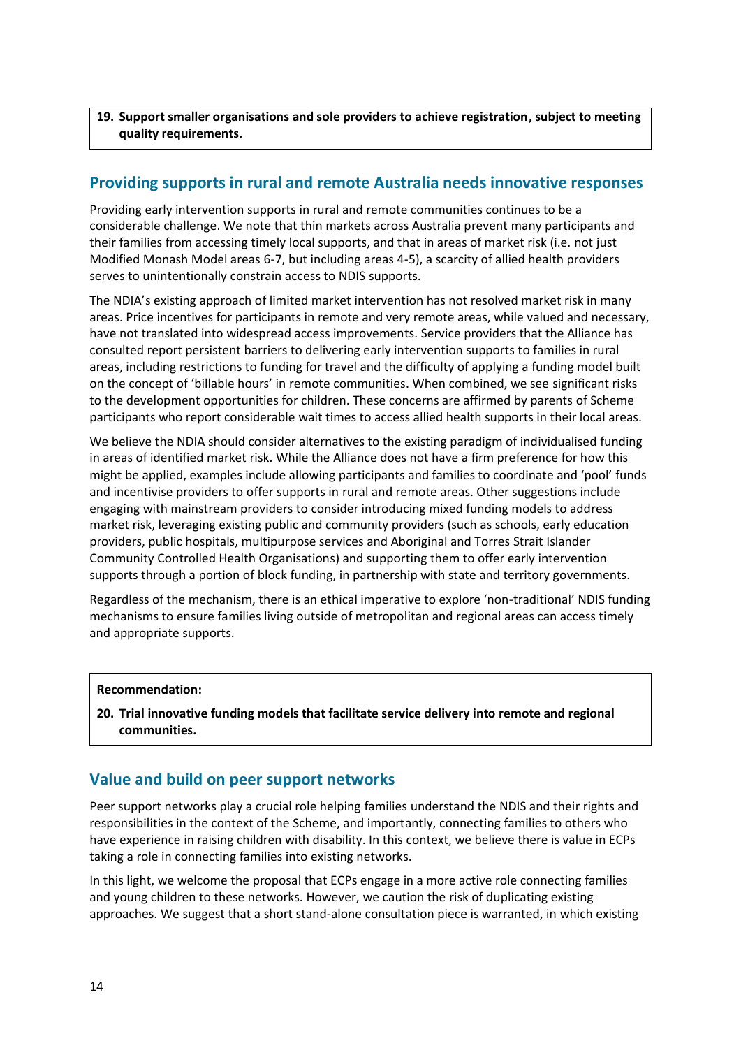**19. Support smaller organisations and sole providers to achieve registration, subject to meeting quality requirements.**

## Providing supports in rural and remote Australia needs innovative responses

Providing early intervention supports in rural and remote communities continues to be a considerable challenge. We note that thin markets across Australia prevent many participants and their families from accessing timely local supports, and that in areas of market risk (i.e. not just Modified Monash Model areas 6-7, but including areas 4-5), a scarcity of allied health providers serves to unintentionally constrain access to NDIS supports.

The NDIA's existing approach of limited market intervention has not resolved market risk in many areas. Price incentives for participants in remote and very remote areas, while valued and necessary, have not translated into widespread access improvements. Service providers that the Alliance has consulted report persistent barriers to delivering early intervention supports to families in rural areas, including restrictions to funding for travel and the difficulty of applying a funding model built on the concept of 'billable hours' in remote communities. When combined, we see significant risks to the development opportunities for children. These concerns are affirmed by parents of Scheme participants who report considerable wait times to access allied health supports in their local areas.

We believe the NDIA should consider alternatives to the existing paradigm of individualised funding in areas of identified market risk. While the Alliance does not have a firm preference for how this might be applied, examples include allowing participants and families to coordinate and 'pool' funds and incentivise providers to offer supports in rural and remote areas. Other suggestions include engaging with mainstream providers to consider introducing mixed funding models to address market risk, leveraging existing public and community providers (such as schools, early education providers, public hospitals, multipurpose services and Aboriginal and Torres Strait Islander Community Controlled Health Organisations) and supporting them to offer early intervention supports through a portion of block funding, in partnership with state and territory governments.

Regardless of the mechanism, there is an ethical imperative to explore 'non-traditional' NDIS funding mechanisms to ensure families living outside of metropolitan and regional areas can access timely and appropriate supports.

**Recommendation:**

**20. Trial innovative funding models that facilitate service delivery into remote and regional communities.**

## Value and build on peer support networks

Peer support networks play a crucial role helping families understand the NDIS and their rights and responsibilities in the context of the Scheme, and importantly, connecting families to others who have experience in raising children with disability. In this context, we believe there is value in ECPs taking a role in connecting families into existing networks.

In this light, we welcome the proposal that ECPs engage in a more active role connecting families and young children to these networks. However, we caution the risk of duplicating existing approaches. We suggest that a short stand-alone consultation piece is warranted, in which existing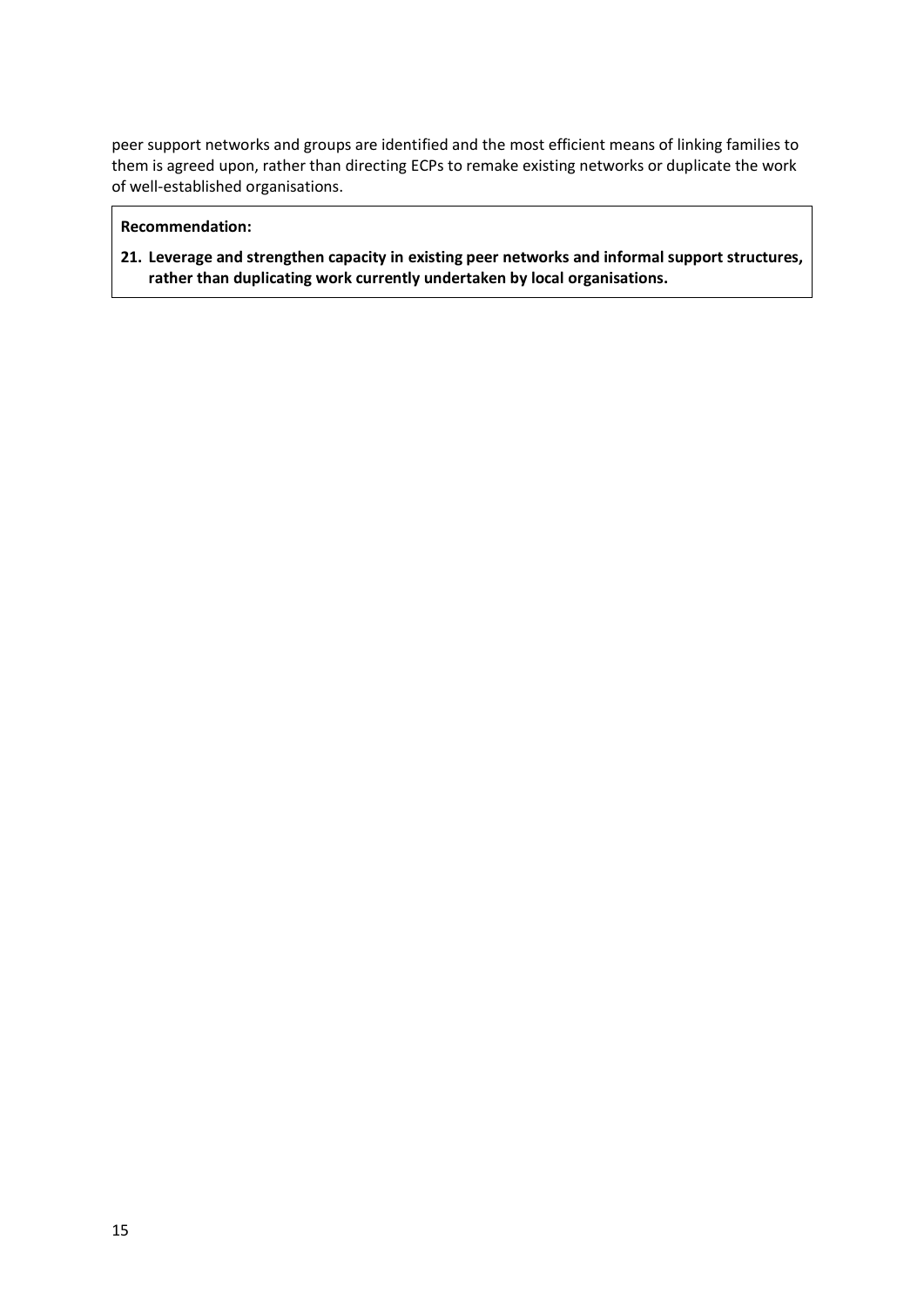peer support networks and groups are identified and the most efficient means of linking families to them is agreed upon, rather than directing ECPs to remake existing networks or duplicate the work of well-established organisations.

**Recommendation:**

**21. Leverage and strengthen capacity in existing peer networks and informal support structures, rather than duplicating work currently undertaken by local organisations.**